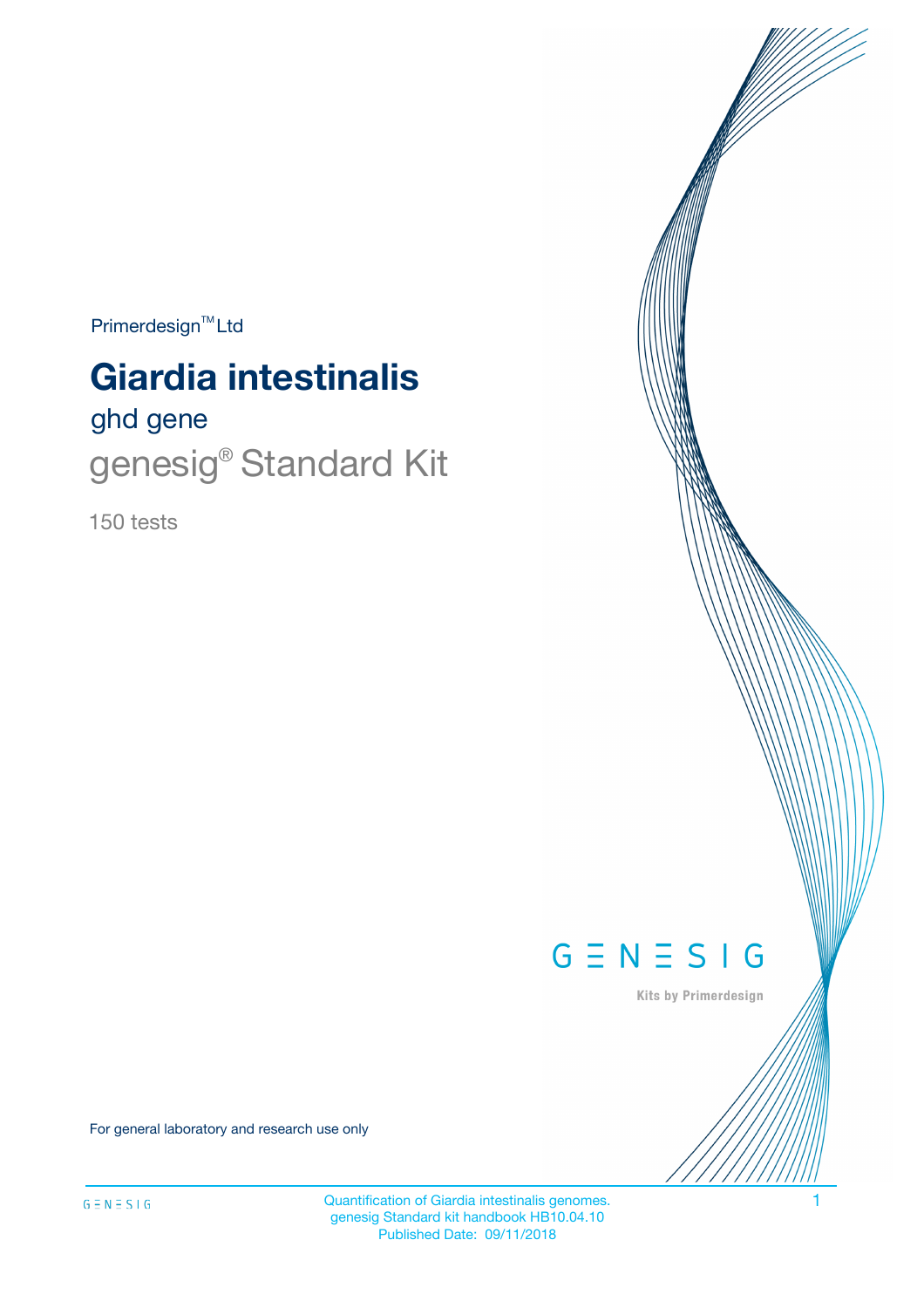Primerdesign™ Ltd

# Giardia intestinalis

## ghd gene

## genesig® Standard Kit

150 tests

GENESIG

Kits by Primerdesign

For general laboratory and research use only

Quantification of Giardia intestinalis genomes.
genesig Standard kit handbook HB10.04.10
Published Date: 09/11/2018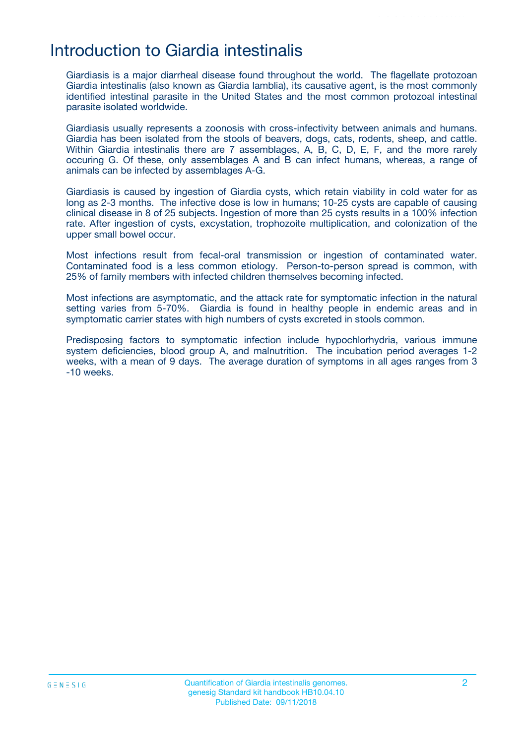# Introduction to Giardia intestinalis

Giardiasis is a major diarrheal disease found throughout the world. The flagellate protozoan Giardia intestinalis (also known as Giardia lamblia), its causative agent, is the most commonly identified intestinal parasite in the United States and the most common protozoal intestinal parasite isolated worldwide.

Giardiasis usually represents a zoonosis with cross-infectivity between animals and humans. Giardia has been isolated from the stools of beavers, dogs, cats, rodents, sheep, and cattle. Within Giardia intestinalis there are 7 assemblages, A, B, C, D, E, F, and the more rarely occuring G. Of these, only assemblages A and B can infect humans, whereas, a range of animals can be infected by assemblages A-G.

Giardiasis is caused by ingestion of Giardia cysts, which retain viability in cold water for as long as 2-3 months. The infective dose is low in humans; 10-25 cysts are capable of causing clinical disease in 8 of 25 subjects. Ingestion of more than 25 cysts results in a 100% infection rate. After ingestion of cysts, excystation, trophozoite multiplication, and colonization of the upper small bowel occur.

Most infections result from fecal-oral transmission or ingestion of contaminated water. Contaminated food is a less common etiology. Person-to-person spread is common, with 25% of family members with infected children themselves becoming infected.

Most infections are asymptomatic, and the attack rate for symptomatic infection in the natural setting varies from 5-70%. Giardia is found in healthy people in endemic areas and in symptomatic carrier states with high numbers of cysts excreted in stools common.

Predisposing factors to symptomatic infection include hypochlorhydria, various immune system deficiencies, blood group A, and malnutrition. The incubation period averages 1-2 weeks, with a mean of 9 days. The average duration of symptoms in all ages ranges from 3 -10 weeks.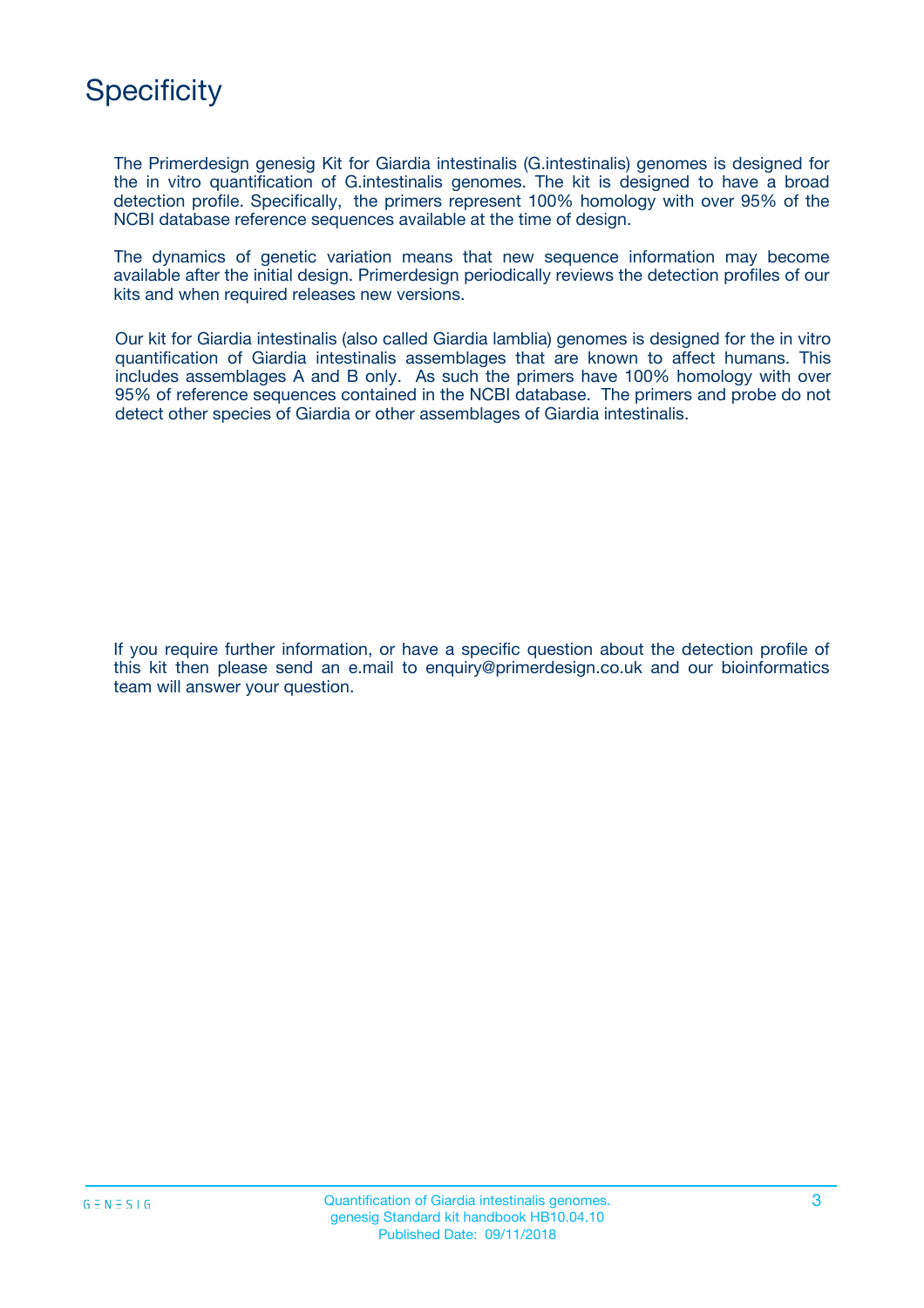# Specificity

The Primerdesign genesig Kit for Giardia intestinalis (G.intestinalis) genomes is designed for the in vitro quantification of G.intestinalis genomes. The kit is designed to have a broad detection profile. Specifically, the primers represent 100% homology with over 95% of the NCBI database reference sequences available at the time of design.

The dynamics of genetic variation means that new sequence information may become available after the initial design. Primerdesign periodically reviews the detection profiles of our kits and when required releases new versions.

Our kit for Giardia intestinalis (also called Giardia lamblia) genomes is designed for the in vitro quantification of Giardia intestinalis assemblages that are known to affect humans. This includes assemblages A and B only. As such the primers have 100% homology with over 95% of reference sequences contained in the NCBI database. The primers and probe do not detect other species of Giardia or other assemblages of Giardia intestinalis.

If you require further information, or have a specific question about the detection profile of this kit then please send an e.mail to enquiry@primerdesign.co.uk and our bioinformatics team will answer your question.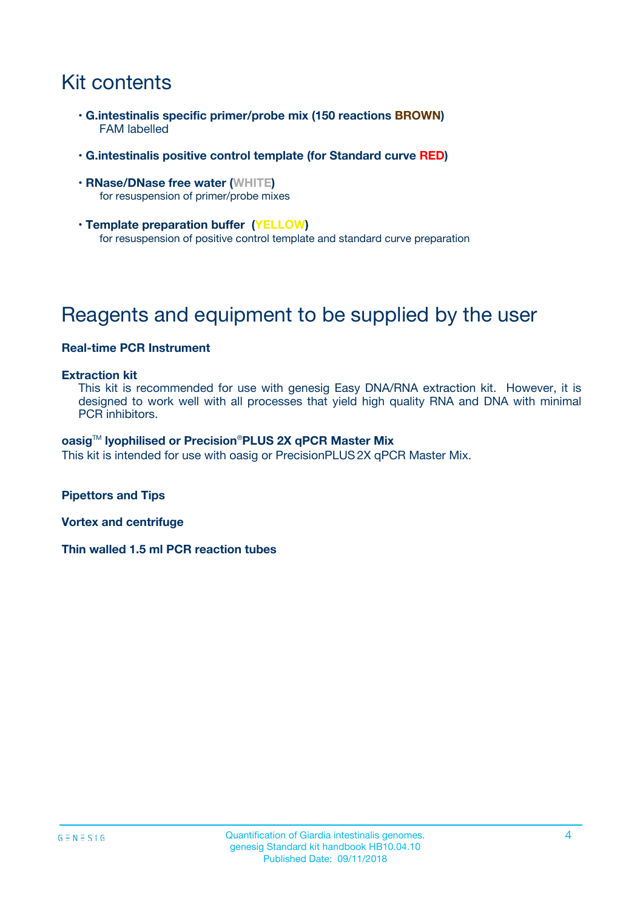# Kit contents

- **G.intestinalis specific primer/probe mix (150 reactions BROWN)**
  FAM labelled
- **G.intestinalis positive control template (for Standard curve RED)**
- **RNase/DNase free water (WHITE)**
  for resuspension of primer/probe mixes
- **Template preparation buffer (YELLOW)**
  for resuspension of positive control template and standard curve preparation

# Reagents and equipment to be supplied by the user

**Real-time PCR Instrument**

**Extraction kit**

This kit is recommended for use with genesig Easy DNA/RNA extraction kit. However, it is designed to work well with all processes that yield high quality RNA and DNA with minimal PCR inhibitors.

**oasig™ lyophilised or Precision®PLUS 2X qPCR Master Mix**

This kit is intended for use with oasig or PrecisionPLUS 2X qPCR Master Mix.

**Pipettors and Tips**

**Vortex and centrifuge**

**Thin walled 1.5 ml PCR reaction tubes**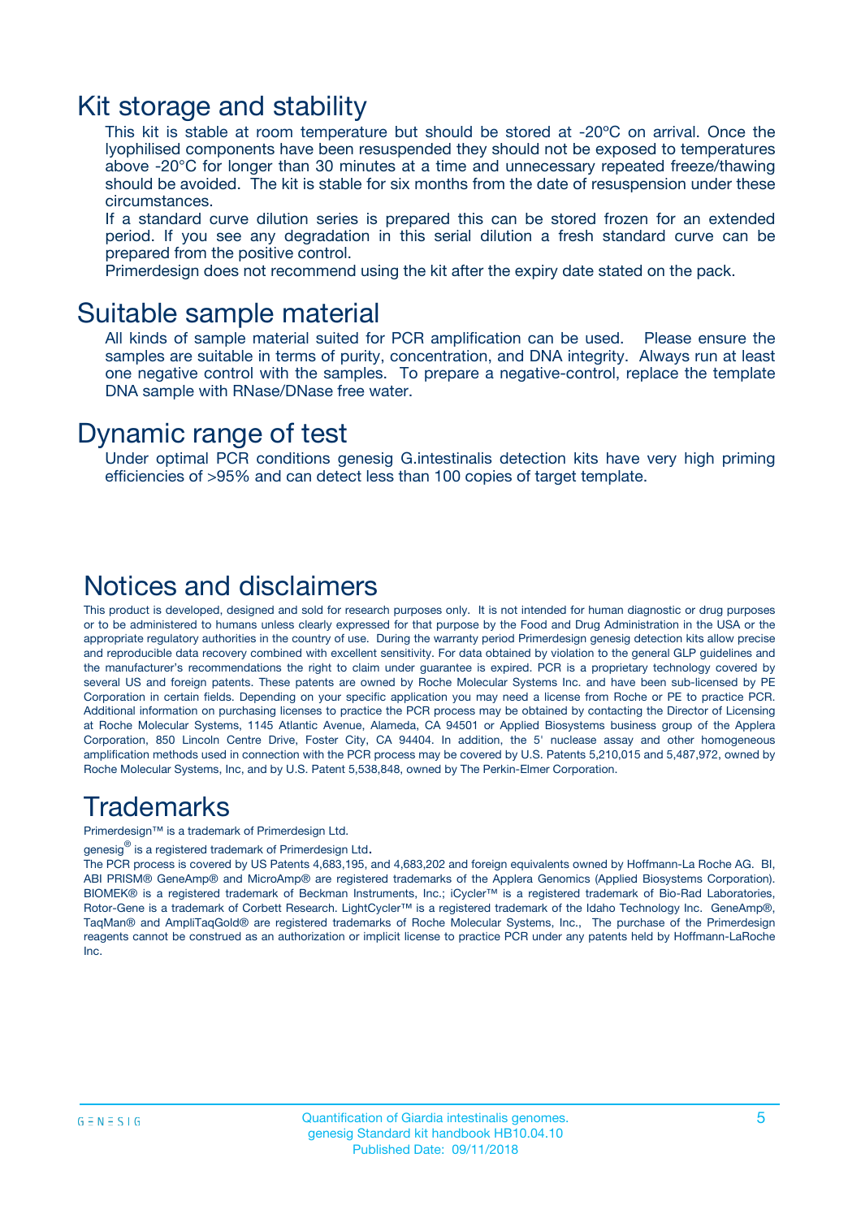# Kit storage and stability

This kit is stable at room temperature but should be stored at -20ºC on arrival. Once the lyophilised components have been resuspended they should not be exposed to temperatures above -20°C for longer than 30 minutes at a time and unnecessary repeated freeze/thawing should be avoided. The kit is stable for six months from the date of resuspension under these circumstances.

If a standard curve dilution series is prepared this can be stored frozen for an extended period. If you see any degradation in this serial dilution a fresh standard curve can be prepared from the positive control.

Primerdesign does not recommend using the kit after the expiry date stated on the pack.

# Suitable sample material

All kinds of sample material suited for PCR amplification can be used. Please ensure the samples are suitable in terms of purity, concentration, and DNA integrity. Always run at least one negative control with the samples. To prepare a negative-control, replace the template DNA sample with RNase/DNase free water.

# Dynamic range of test

Under optimal PCR conditions genesig G.intestinalis detection kits have very high priming efficiencies of >95% and can detect less than 100 copies of target template.

# Notices and disclaimers

This product is developed, designed and sold for research purposes only. It is not intended for human diagnostic or drug purposes or to be administered to humans unless clearly expressed for that purpose by the Food and Drug Administration in the USA or the appropriate regulatory authorities in the country of use. During the warranty period Primerdesign genesig detection kits allow precise and reproducible data recovery combined with excellent sensitivity. For data obtained by violation to the general GLP guidelines and the manufacturer's recommendations the right to claim under guarantee is expired. PCR is a proprietary technology covered by several US and foreign patents. These patents are owned by Roche Molecular Systems Inc. and have been sub-licensed by PE Corporation in certain fields. Depending on your specific application you may need a license from Roche or PE to practice PCR. Additional information on purchasing licenses to practice the PCR process may be obtained by contacting the Director of Licensing at Roche Molecular Systems, 1145 Atlantic Avenue, Alameda, CA 94501 or Applied Biosystems business group of the Applera Corporation, 850 Lincoln Centre Drive, Foster City, CA 94404. In addition, the 5' nuclease assay and other homogeneous amplification methods used in connection with the PCR process may be covered by U.S. Patents 5,210,015 and 5,487,972, owned by Roche Molecular Systems, Inc, and by U.S. Patent 5,538,848, owned by The Perkin-Elmer Corporation.

# Trademarks

Primerdesign™ is a trademark of Primerdesign Ltd.

genesig® is a registered trademark of Primerdesign Ltd.

The PCR process is covered by US Patents 4,683,195, and 4,683,202 and foreign equivalents owned by Hoffmann-La Roche AG. BI, ABI PRISM® GeneAmp® and MicroAmp® are registered trademarks of the Applera Genomics (Applied Biosystems Corporation). BIOMEK® is a registered trademark of Beckman Instruments, Inc.; iCycler™ is a registered trademark of Bio-Rad Laboratories, Rotor-Gene is a trademark of Corbett Research. LightCycler™ is a registered trademark of the Idaho Technology Inc. GeneAmp®, TaqMan® and AmpliTaqGold® are registered trademarks of Roche Molecular Systems, Inc., The purchase of the Primerdesign reagents cannot be construed as an authorization or implicit license to practice PCR under any patents held by Hoffmann-LaRoche Inc.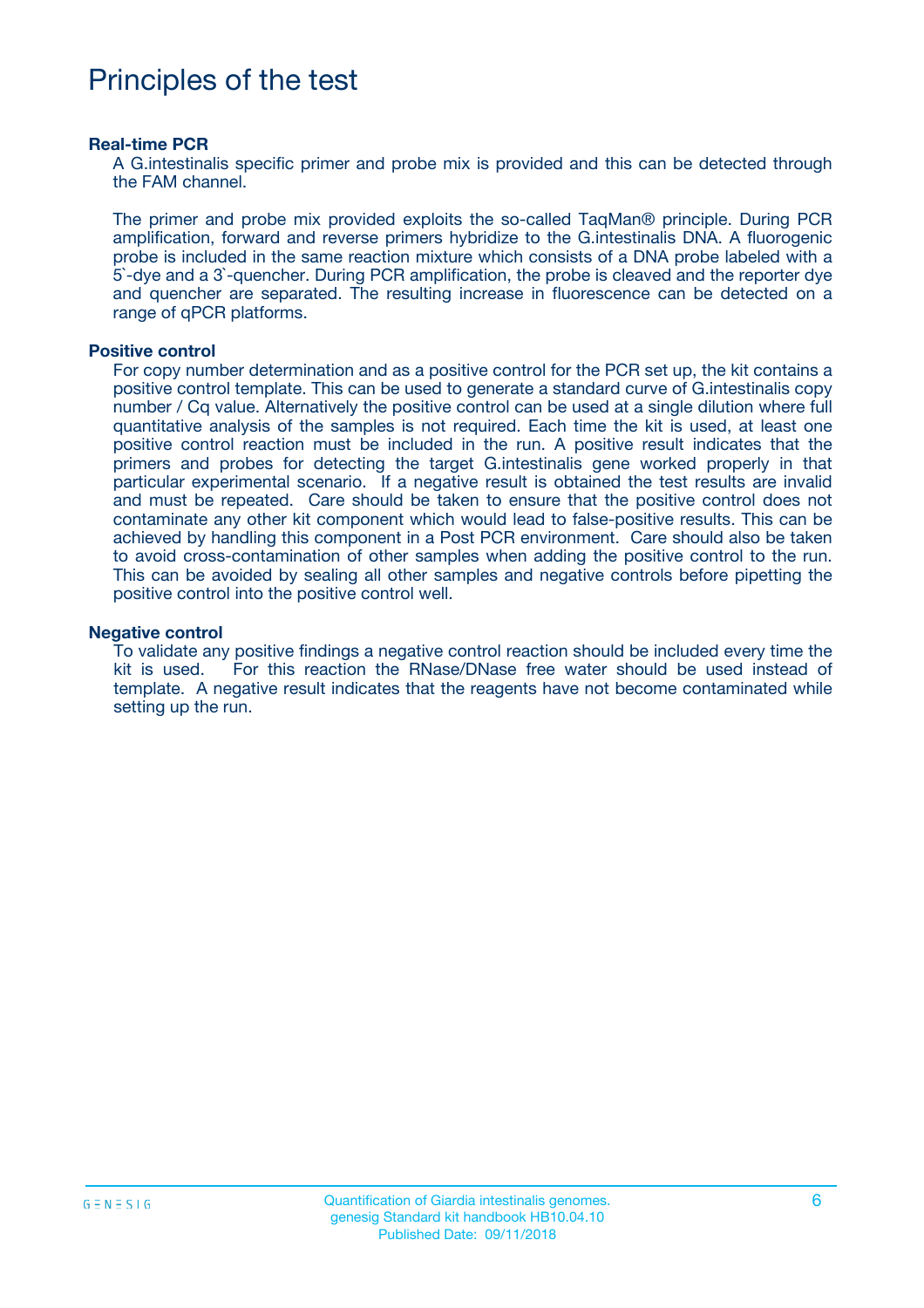# Principles of the test

### Real-time PCR

A G.intestinalis specific primer and probe mix is provided and this can be detected through the FAM channel.

The primer and probe mix provided exploits the so-called TaqMan® principle. During PCR amplification, forward and reverse primers hybridize to the G.intestinalis DNA. A fluorogenic probe is included in the same reaction mixture which consists of a DNA probe labeled with a 5`-dye and a 3`-quencher. During PCR amplification, the probe is cleaved and the reporter dye and quencher are separated. The resulting increase in fluorescence can be detected on a range of qPCR platforms.

### Positive control

For copy number determination and as a positive control for the PCR set up, the kit contains a positive control template. This can be used to generate a standard curve of G.intestinalis copy number / Cq value. Alternatively the positive control can be used at a single dilution where full quantitative analysis of the samples is not required. Each time the kit is used, at least one positive control reaction must be included in the run. A positive result indicates that the primers and probes for detecting the target G.intestinalis gene worked properly in that particular experimental scenario. If a negative result is obtained the test results are invalid and must be repeated. Care should be taken to ensure that the positive control does not contaminate any other kit component which would lead to false-positive results. This can be achieved by handling this component in a Post PCR environment. Care should also be taken to avoid cross-contamination of other samples when adding the positive control to the run. This can be avoided by sealing all other samples and negative controls before pipetting the positive control into the positive control well.

### Negative control

To validate any positive findings a negative control reaction should be included every time the kit is used. For this reaction the RNase/DNase free water should be used instead of template. A negative result indicates that the reagents have not become contaminated while setting up the run.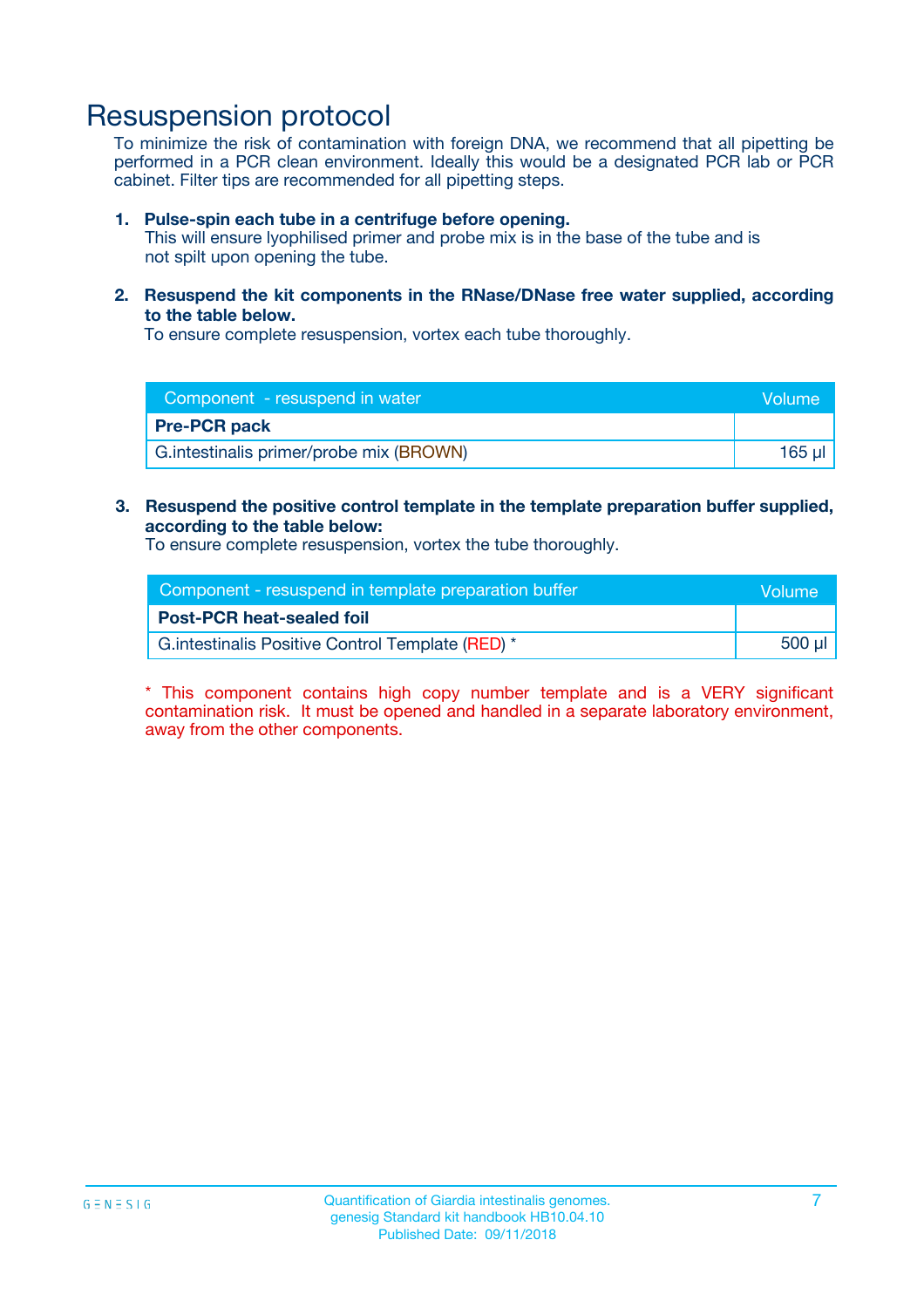# Resuspension protocol

To minimize the risk of contamination with foreign DNA, we recommend that all pipetting be performed in a PCR clean environment. Ideally this would be a designated PCR lab or PCR cabinet. Filter tips are recommended for all pipetting steps.

1. **Pulse-spin each tube in a centrifuge before opening.**
   This will ensure lyophilised primer and probe mix is in the base of the tube and is not spilt upon opening the tube.

2. **Resuspend the kit components in the RNase/DNase free water supplied, according to the table below.**
   To ensure complete resuspension, vortex each tube thoroughly.

| Component - resuspend in water | Volume |
|---|---|
| **Pre-PCR pack** | |
| G.intestinalis primer/probe mix (BROWN) | 165 µl |

3. **Resuspend the positive control template in the template preparation buffer supplied, according to the table below:**
   To ensure complete resuspension, vortex the tube thoroughly.

| Component - resuspend in template preparation buffer | Volume |
|---|---|
| **Post-PCR heat-sealed foil** | |
| G.intestinalis Positive Control Template (RED) * | 500 µl |

* This component contains high copy number template and is a VERY significant contamination risk. It must be opened and handled in a separate laboratory environment, away from the other components.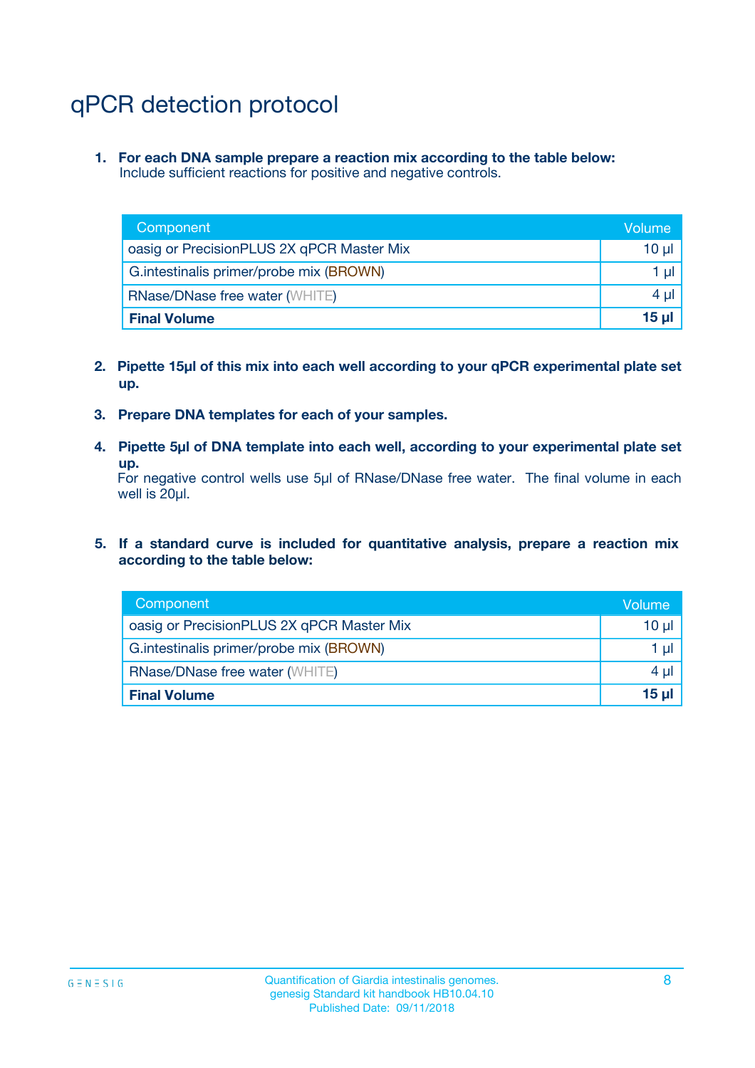# qPCR detection protocol

1. **For each DNA sample prepare a reaction mix according to the table below:**
   Include sufficient reactions for positive and negative controls.

| Component | Volume |
|---|---|
| oasig or PrecisionPLUS 2X qPCR Master Mix | 10 µl |
| G.intestinalis primer/probe mix (BROWN) | 1 µl |
| RNase/DNase free water (WHITE) | 4 µl |
| **Final Volume** | **15 µl** |

2. **Pipette 15µl of this mix into each well according to your qPCR experimental plate set up.**

3. **Prepare DNA templates for each of your samples.**

4. **Pipette 5µl of DNA template into each well, according to your experimental plate set up.**
   For negative control wells use 5µl of RNase/DNase free water. The final volume in each well is 20µl.

5. **If a standard curve is included for quantitative analysis, prepare a reaction mix according to the table below:**

| Component | Volume |
|---|---|
| oasig or PrecisionPLUS 2X qPCR Master Mix | 10 µl |
| G.intestinalis primer/probe mix (BROWN) | 1 µl |
| RNase/DNase free water (WHITE) | 4 µl |
| **Final Volume** | **15 µl** |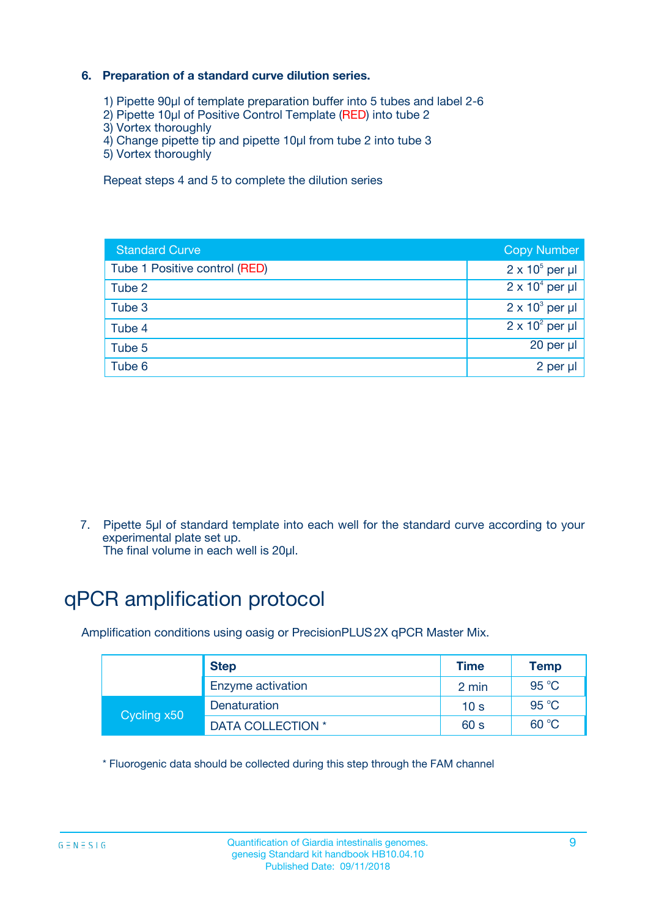### 6. Preparation of a standard curve dilution series.

1) Pipette 90µl of template preparation buffer into 5 tubes and label 2-6
2) Pipette 10µl of Positive Control Template (RED) into tube 2
3) Vortex thoroughly
4) Change pipette tip and pipette 10µl from tube 2 into tube 3
5) Vortex thoroughly

Repeat steps 4 and 5 to complete the dilution series

| Standard Curve | Copy Number |
|---|---|
| Tube 1 Positive control (RED) | $2 \times 10^5$ per µl |
| Tube 2 | $2 \times 10^4$ per µl |
| Tube 3 | $2 \times 10^3$ per µl |
| Tube 4 | $2 \times 10^2$ per µl |
| Tube 5 | 20 per µl |
| Tube 6 | 2 per µl |

7. Pipette 5µl of standard template into each well for the standard curve according to your experimental plate set up.
   The final volume in each well is 20µl.

# qPCR amplification protocol

Amplification conditions using oasig or PrecisionPLUS 2X qPCR Master Mix.

| | Step | Time | Temp |
|---|---|---|---|
| | Enzyme activation | 2 min | 95 °C |
| Cycling x50 | Denaturation | 10 s | 95 °C |
| | DATA COLLECTION * | 60 s | 60 °C |

* Fluorogenic data should be collected during this step through the FAM channel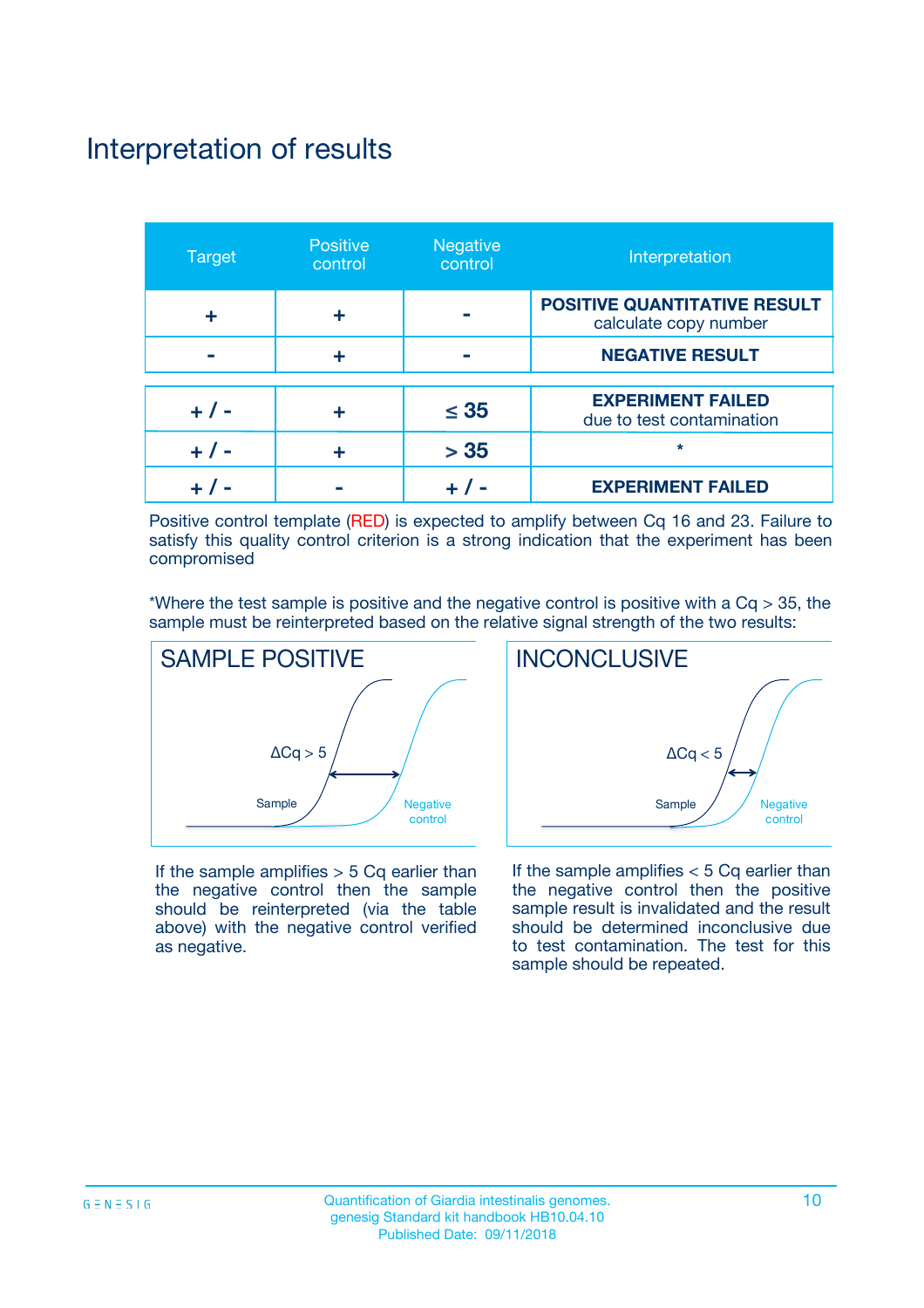# Interpretation of results

| Target | Positive control | Negative control | Interpretation |
|---|---|---|---|
| + | + | - | **POSITIVE QUANTITATIVE RESULT** calculate copy number |
| - | + | - | **NEGATIVE RESULT** |
| + / - | + | ≤ 35 | **EXPERIMENT FAILED** due to test contamination |
| + / - | + | > 35 | * |
| + / - | - | + / - | **EXPERIMENT FAILED** |

Positive control template (RED) is expected to amplify between Cq 16 and 23. Failure to satisfy this quality control criterion is a strong indication that the experiment has been compromised

*Where the test sample is positive and the negative control is positive with a Cq > 35, the sample must be reinterpreted based on the relative signal strength of the two results:

SAMPLE POSITIVE

ΔCq > 5

Sample

Negative control

If the sample amplifies > 5 Cq earlier than the negative control then the sample should be reinterpreted (via the table above) with the negative control verified as negative.

INCONCLUSIVE

ΔCq < 5

Sample

Negative control

If the sample amplifies < 5 Cq earlier than the negative control then the positive sample result is invalidated and the result should be determined inconclusive due to test contamination. The test for this sample should be repeated.